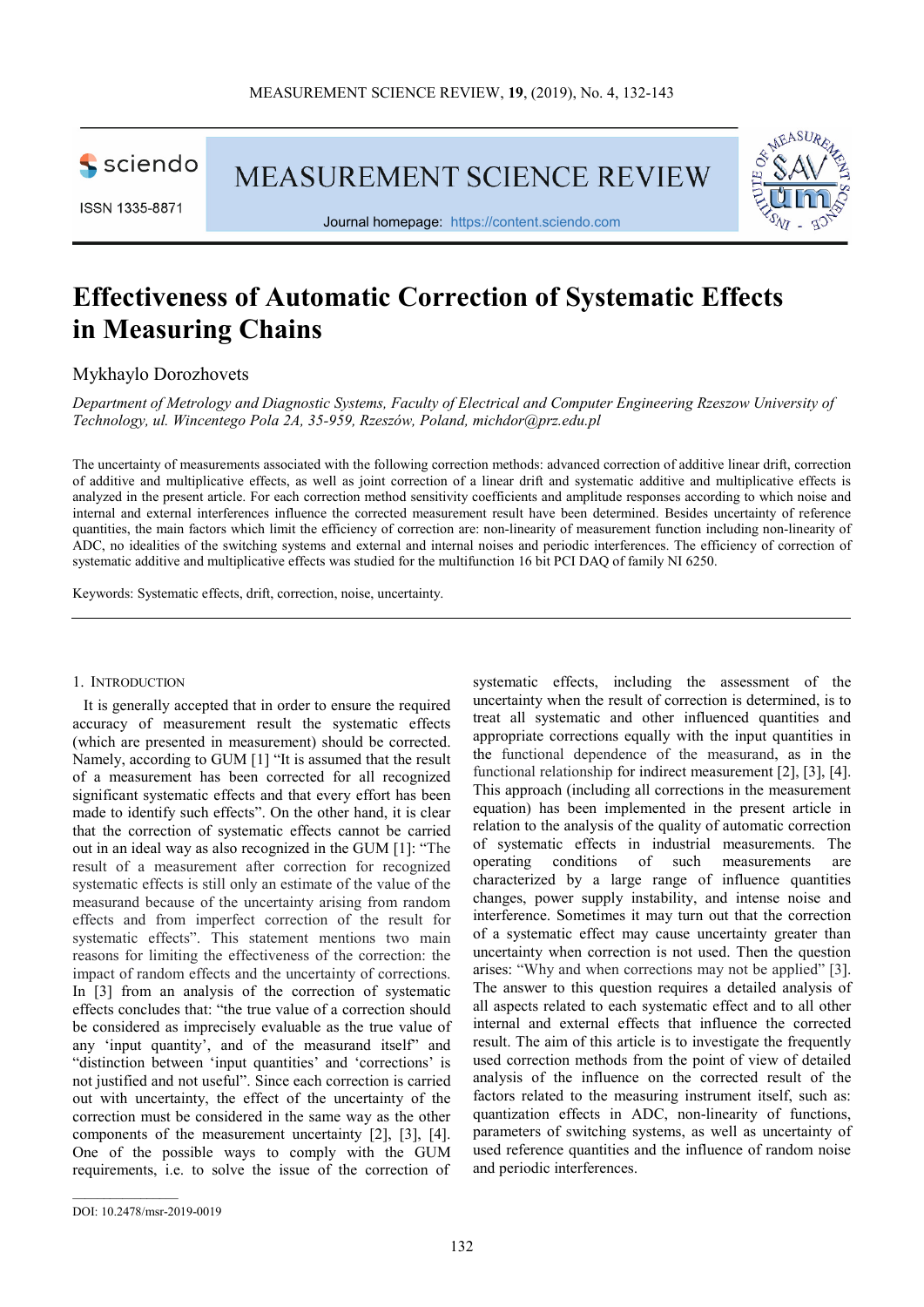# Effectiveness of Automatic Correction of Systematic Effects in Measuring Chains

Mykhaylo Dorozhovets

*Department of Metrology and Diagnostic Systems, Faculty of Electrical and Computer Engineering Rzeszow University of Technology, ul. Wincentego Pola 2A, 35-959, Rzeszów, Poland, michdor@prz.edu.pl*

The uncertainty of measurements associated with the following correction methods: advanced correction of additive linear drift, correction of additive and multiplicative effects, as well as joint correction of a linear drift and systematic additive and multiplicative effects is analyzed in the present article. For each correction method sensitivity coefficients and amplitude responses according to which noise and internal and external interferences influence the corrected measurement result have been determined. Besides uncertainty of reference quantities, the main factors which limit the efficiency of correction are: non-linearity of measurement function including non-linearity of ADC, no idealities of the switching systems and external and internal noises and periodic interferences. The efficiency of correction of systematic additive and multiplicative effects was studied for the multifunction 16 bit PCI DAQ of family NI 6250.

Keywords: Systematic effects, drift, correction, noise, uncertainty.

## 1. Introduction

It is generally accepted that in order to ensure the required accuracy of measurement result the systematic effects (which are presented in measurement) should be corrected. Namely, according to GUM [1] "It is assumed that the result of a measurement has been corrected for all recognized significant systematic effects and that every effort has been made to identify such effects". On the other hand, it is clear that the correction of systematic effects cannot be carried out in an ideal way as also recognized in the GUM [1]: "The result of a measurement after correction for recognized systematic effects is still only an estimate of the value of the measurand because of the uncertainty arising from random effects and from imperfect correction of the result for systematic effects". This statement mentions two main reasons for limiting the effectiveness of the correction: the impact of random effects and the uncertainty of corrections. In [3] from an analysis of the correction of systematic effects concludes that: "the true value of a correction should be considered as imprecisely evaluable as the true value of any 'input quantity', and of the measurand itself" and "distinction between 'input quantities' and 'corrections' is not justified and not useful". Since each correction is carried out with uncertainty, the effect of the uncertainty of the correction must be considered in the same way as the other components of the measurement uncertainty [2], [3], [4]. One of the possible ways to comply with the GUM requirements, i.e. to solve the issue of the correction of systematic effects, including the assessment of the uncertainty when the result of correction is determined, is to treat all systematic and other influenced quantities and appropriate corrections equally with the input quantities in the functional dependence of the measurand, as in the functional relationship for indirect measurement [2], [3], [4]. This approach (including all corrections in the measurement equation) has been implemented in the present article in relation to the analysis of the quality of automatic correction of systematic effects in industrial measurements. The operating conditions of such measurements are characterized by a large range of influence quantities changes, power supply instability, and intense noise and interference. Sometimes it may turn out that the correction of a systematic effect may cause uncertainty greater than uncertainty when correction is not used. Then the question arises: "Why and when corrections may not be applied" [3]. The answer to this question requires a detailed analysis of all aspects related to each systematic effect and to all other internal and external effects that influence the corrected result. The aim of this article is to investigate the frequently used correction methods from the point of view of detailed analysis of the influence on the corrected result of the factors related to the measuring instrument itself, such as: quantization effects in ADC, non-linearity of functions, parameters of switching systems, as well as uncertainty of used reference quantities and the influence of random noise and periodic interferences.

DOI: 10.2478/msr-2019-0019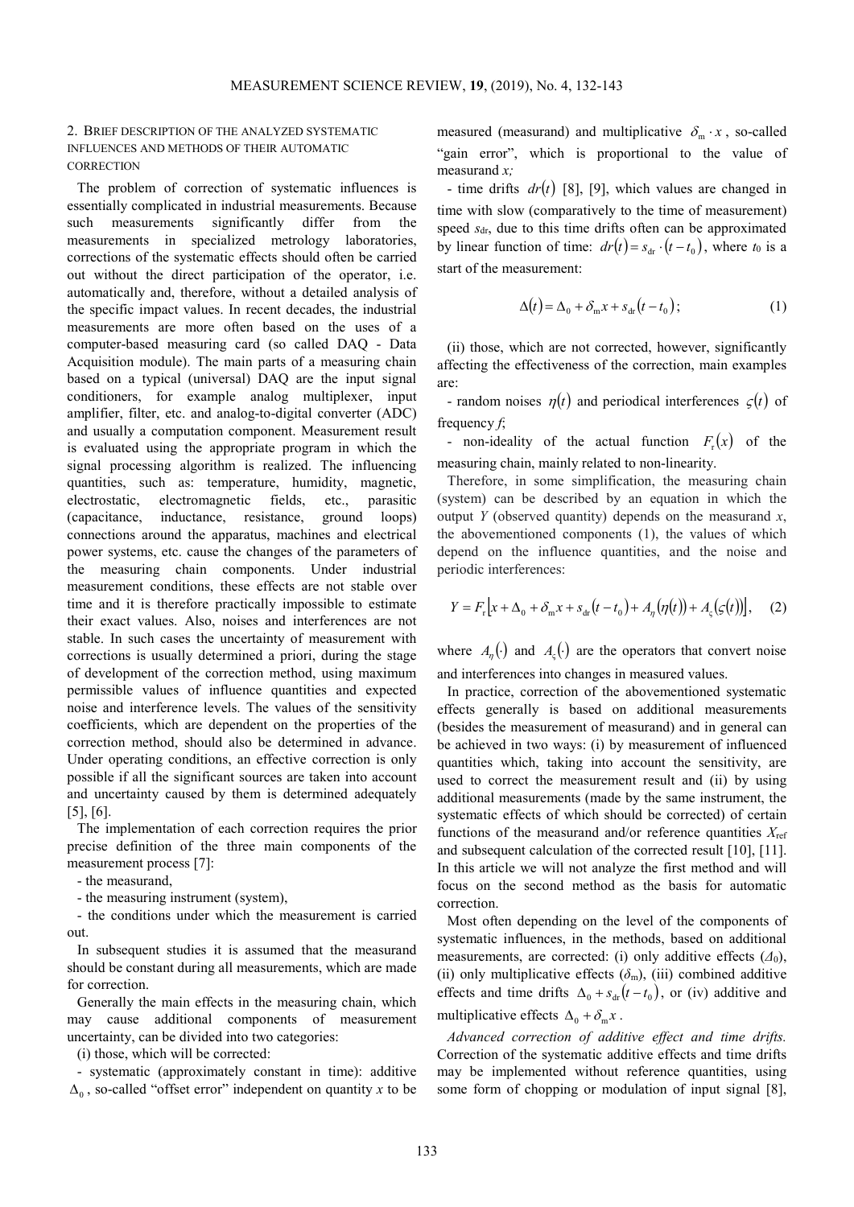## 2. Brief description of the analyzed systematic influences and methods of their automatic correction

The problem of correction of systematic influences is essentially complicated in industrial measurements. Because such measurements significantly differ from the measurements in specialized metrology laboratories, corrections of the systematic effects should often be carried out without the direct participation of the operator, i.e. automatically and, therefore, without a detailed analysis of the specific impact values. In recent decades, the industrial measurements are more often based on the uses of a computer-based measuring card (so called DAQ - Data Acquisition module). The main parts of a measuring chain based on a typical (universal) DAQ are the input signal conditioners, for example analog multiplexer, input amplifier, filter, etc. and analog-to-digital converter (ADC) and usually a computation component. Measurement result is evaluated using the appropriate program in which the signal processing algorithm is realized. The influencing quantities, such as: temperature, humidity, magnetic, electrostatic, electromagnetic fields, etc., parasitic (capacitance, inductance, resistance, ground loops) connections around the apparatus, machines and electrical power systems, etc. cause the changes of the parameters of the measuring chain components. Under industrial measurement conditions, these effects are not stable over time and it is therefore practically impossible to estimate their exact values. Also, noises and interferences are not stable. In such cases the uncertainty of measurement with corrections is usually determined a priori, during the stage of development of the correction method, using maximum permissible values of influence quantities and expected noise and interference levels. The values of the sensitivity coefficients, which are dependent on the properties of the correction method, should also be determined in advance. Under operating conditions, an effective correction is only possible if all the significant sources are taken into account and uncertainty caused by them is determined adequately [5], [6].

The implementation of each correction requires the prior precise definition of the three main components of the measurement process [7]:

- the measurand,
- the measuring instrument (system),
- the conditions under which the measurement is carried out.

In subsequent studies it is assumed that the measurand should be constant during all measurements, which are made for correction.

Generally the main effects in the measuring chain, which may cause additional components of measurement uncertainty, can be divided into two categories:

(i) those, which will be corrected:

- systematic (approximately constant in time): additive $\Delta_0$, so-called "offset error" independent on quantity $x$ to be measured (measurand) and multiplicative $\delta_{\mathrm{m}} \cdot x$, so-called "gain error", which is proportional to the value of measurand $x$;
- time drifts $dr(t)$ [8], [9], which values are changed in time with slow (comparatively to the time of measurement) speed $s_{\mathrm{dr}}$, due to this time drifts often can be approximated by linear function of time: $dr(t) = s_{\mathrm{dr}} \cdot (t - t_0)$, where $t_0$ is a start of the measurement:

$$\Delta(t) = \Delta_0 + \delta_{\mathrm{m}} x + s_{\mathrm{dr}}(t - t_0); \tag{1}$$

(ii) those, which are not corrected, however, significantly affecting the effectiveness of the correction, main examples are:

- random noises $\eta(t)$ and periodical interferences $\varsigma(t)$ of frequency $f$;
- non-ideality of the actual function $F_{\mathrm{r}}(x)$ of the measuring chain, mainly related to non-linearity.

Therefore, in some simplification, the measuring chain (system) can be described by an equation in which the output $Y$ (observed quantity) depends on the measurand $x$, the abovementioned components (1), the values of which depend on the influence quantities, and the noise and periodic interferences:

$$Y = F_{\mathrm{r}}\left[x + \Delta_0 + \delta_{\mathrm{m}} x + s_{\mathrm{dr}}(t - t_0) + A_\eta(\eta(t)) + A_\varsigma(\varsigma(t))\right], \tag{2}$$

where $A_\eta(\cdot)$ and $A_\varsigma(\cdot)$ are the operators that convert noise and interferences into changes in measured values.

In practice, correction of the abovementioned systematic effects generally is based on additional measurements (besides the measurement of measurand) and in general can be achieved in two ways: (i) by measurement of influenced quantities which, taking into account the sensitivity, are used to correct the measurement result and (ii) by using additional measurements (made by the same instrument, the systematic effects of which should be corrected) of certain functions of the measurand and/or reference quantities $X_{\mathrm{ref}}$ and subsequent calculation of the corrected result [10], [11]. In this article we will not analyze the first method and will focus on the second method as the basis for automatic correction.

Most often depending on the level of the components of systematic influences, in the methods, based on additional measurements, are corrected: (i) only additive effects ($\Delta_0$), (ii) only multiplicative effects ($\delta_{\mathrm{m}}$), (iii) combined additive effects and time drifts $\Delta_0 + s_{\mathrm{dr}}(t - t_0)$, or (iv) additive and multiplicative effects $\Delta_0 + \delta_{\mathrm{m}} x$.

*Advanced correction of additive effect and time drifts.* Correction of the systematic additive effects and time drifts may be implemented without reference quantities, using some form of chopping or modulation of input signal [8],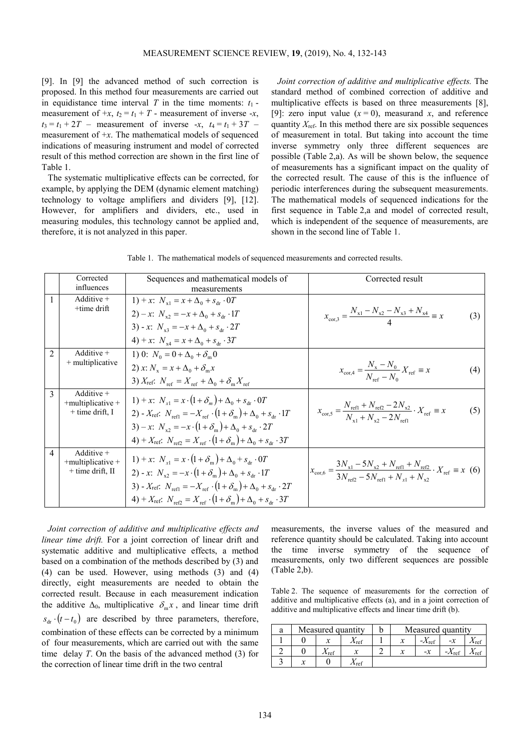[9]. In [9] the advanced method of such correction is proposed. In this method four measurements are carried out in equidistance time interval $T$ in the time moments: $t_1$ - measurement of $+x$, $t_2 = t_1 + T$ - measurement of inverse $-x$, $t_3 = t_1 + 2T$ – measurement of inverse $-x$, $t_4 = t_1 + 3T$ – measurement of $+x$. The mathematical models of sequenced indications of measuring instrument and model of corrected result of this method correction are shown in the first line of Table 1.

The systematic multiplicative effects can be corrected, for example, by applying the DEM (dynamic element matching) technology to voltage amplifiers and dividers [9], [12]. However, for amplifiers and dividers, etc., used in measuring modules, this technology cannot be applied and, therefore, it is not analyzed in this paper.

*Joint correction of additive and multiplicative effects.* The standard method of combined correction of additive and multiplicative effects is based on three measurements [8], [9]: zero input value ($x = 0$), measurand $x$, and reference quantity $X_{ref}$. In this method there are six possible sequences of measurement in total. But taking into account the time inverse symmetry only three different sequences are possible (Table 2,a). As will be shown below, the sequence of measurements has a significant impact on the quality of the corrected result. The cause of this is the influence of periodic interferences during the subsequent measurements. The mathematical models of sequenced indications for the first sequence in Table 2,a and model of corrected result, which is independent of the sequence of measurements, are shown in the second line of Table 1.

Table 1. The mathematical models of sequenced measurements and corrected results.

| | Corrected influences | Sequences and mathematical models of measurements | Corrected result |
|---|---|---|---|
| 1 | Additive + +time drift | 1) $+x$: $N_{x1} = x + \Delta_0 + s_{dr} \cdot 0T$<br>2) $-x$: $N_{x2} = -x + \Delta_0 + s_{dr} \cdot 1T$<br>3) $-x$: $N_{x3} = -x + \Delta_0 + s_{dr} \cdot 2T$<br>4) $+x$: $N_{x4} = x + \Delta_0 + s_{dr} \cdot 3T$ | $x_{cor,3} = \dfrac{N_{x1} - N_{x2} - N_{x3} + N_{x4}}{4} \equiv x$ (3) |
| 2 | Additive + + multiplicative | 1) 0: $N_0 = 0 + \Delta_0 + \delta_m 0$<br>2) $x$: $N_x = x + \Delta_0 + \delta_m x$<br>3) $X_{ref}$: $N_{ref} = X_{ref} + \Delta_0 + \delta_m X_{ref}$ | $x_{cor,4} = \dfrac{N_x - N_0}{N_{ref} - N_0} X_{ref} \equiv x$ (4) |
| 3 | Additive + +multiplicative + + time drift, I | 1) $+x$: $N_{x1} = x \cdot (1 + \delta_m) + \Delta_0 + s_{dr} \cdot 0T$<br>2) $-X_{ref}$: $N_{ref1} = -X_{ref} \cdot (1 + \delta_m) + \Delta_0 + s_{dr} \cdot 1T$<br>3) $-x$: $N_{x2} = -x \cdot (1 + \delta_m) + \Delta_0 + s_{dr} \cdot 2T$<br>4) $+X_{ref}$: $N_{ref2} = X_{ref} \cdot (1 + \delta_m) + \Delta_0 + s_{dr} \cdot 3T$ | $x_{cor,5} = \dfrac{N_{ref1} + N_{ref2} - 2N_{x2}}{N_{x1} + N_{x2} - 2N_{ref1}} \cdot X_{ref} \equiv x$ (5) |
| 4 | Additive + +multiplicative + + time drift, II | 1) $+x$: $N_{x1} = x \cdot (1 + \delta_m) + \Delta_0 + s_{dr} \cdot 0T$<br>2) $-x$: $N_{x2} = -x \cdot (1 + \delta_m) + \Delta_0 + s_{dr} \cdot 1T$<br>3) $-X_{ref}$: $N_{ref1} = -X_{ref} \cdot (1 + \delta_m) + \Delta_0 + s_{dr} \cdot 2T$<br>4) $+X_{ref}$: $N_{ref2} = X_{ref} \cdot (1 + \delta_m) + \Delta_0 + s_{dr} \cdot 3T$ | $x_{cor,6} = \dfrac{3N_{x1} - 5N_{x2} + N_{ref1} + N_{ref2}}{3N_{ref2} - 5N_{ref1} + N_{x1} + N_{x2}} \cdot X_{ref} \equiv x$ (6) |

*Joint correction of additive and multiplicative effects and linear time drift.* For a joint correction of linear drift and systematic additive and multiplicative effects, a method based on a combination of the methods described by (3) and (4) can be used. However, using methods (3) and (4) directly, eight measurements are needed to obtain the corrected result. Because in each measurement indication the additive $\Delta_0$, multiplicative $\delta_m x$, and linear time drift $s_{dr} \cdot (t - t_0)$ are described by three parameters, therefore, combination of these effects can be corrected by a minimum of four measurements, which are carried out with the same time delay $T$. On the basis of the advanced method (3) for the correction of linear time drift in the two central measurements, the inverse values of the measured and reference quantity should be calculated. Taking into account the time inverse symmetry of the sequence of measurements, only two different sequences are possible (Table 2,b).

Table 2. The sequence of measurements for the correction of additive and multiplicative effects (a), and in a joint correction of additive and multiplicative effects and linear time drift (b).

| a | Measured quantity | | | b | Measured quantity | | | |
|---|---|---|---|---|---|---|---|---|
| 1 | 0 | $x$ | $X_{ref}$ | 1 | $x$ | $-X_{ref}$ | $-x$ | $X_{ref}$ |
| 2 | 0 | $X_{ref}$ | $x$ | 2 | $x$ | $-x$ | $-X_{ref}$ | $X_{ref}$ |
| 3 | $x$ | 0 | $X_{ref}$ | | | | | |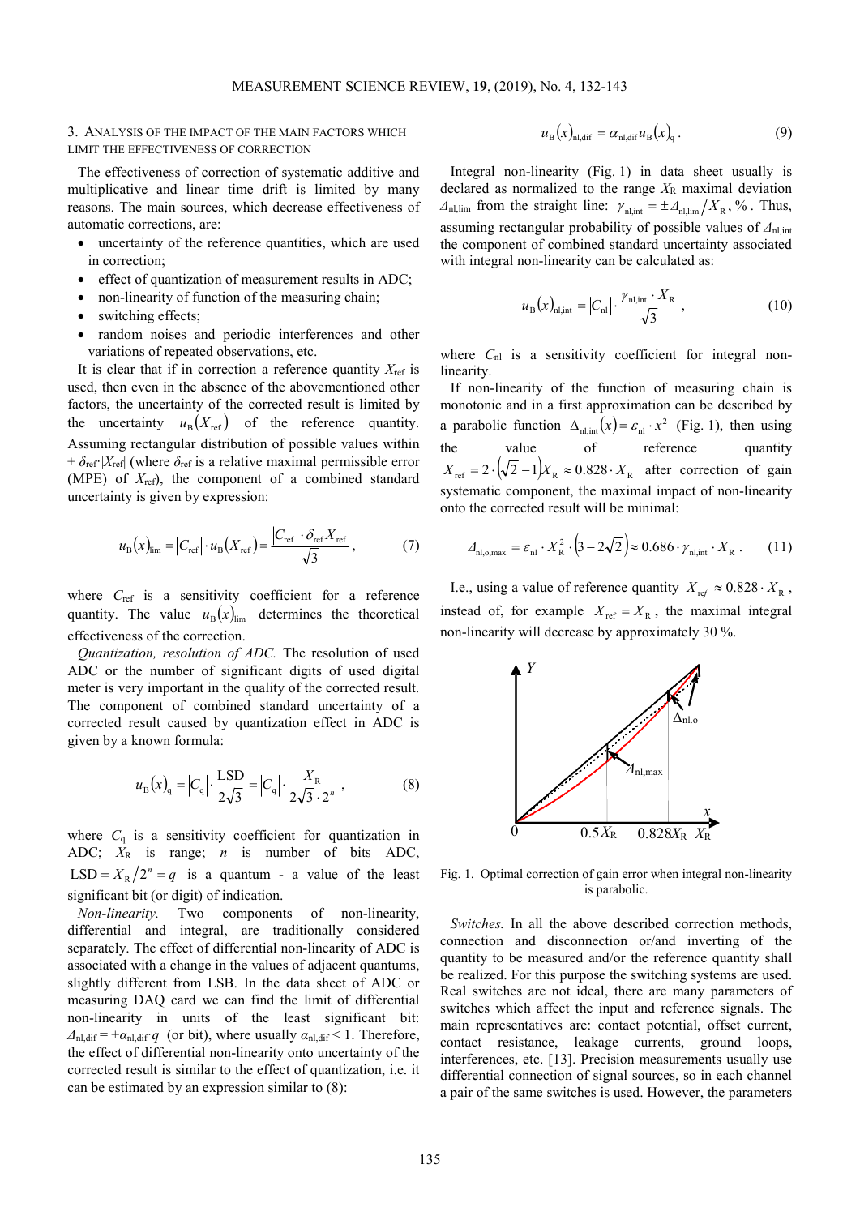## 3. Analysis of the impact of the main factors which limit the effectiveness of correction

The effectiveness of correction of systematic additive and multiplicative and linear time drift is limited by many reasons. The main sources, which decrease effectiveness of automatic corrections, are:

- uncertainty of the reference quantities, which are used in correction;
- effect of quantization of measurement results in ADC;
- non-linearity of function of the measuring chain;
- switching effects;
- random noises and periodic interferences and other variations of repeated observations, etc.

It is clear that if in correction a reference quantity $X_{\text{ref}}$ is used, then even in the absence of the abovementioned other factors, the uncertainty of the corrected result is limited by the uncertainty $u_{\text{B}}(X_{\text{ref}})$ of the reference quantity. Assuming rectangular distribution of possible values within $\pm\,\delta_{\text{ref}}\cdot|X_{\text{ref}}|$ (where $\delta_{\text{ref}}$ is a relative maximal permissible error (MPE) of $X_{\text{ref}}$), the component of a combined standard uncertainty is given by expression:

$$u_{\text{B}}(x)_{\text{lim}} = |C_{\text{ref}}|\cdot u_{\text{B}}(X_{\text{ref}}) = \frac{|C_{\text{ref}}|\cdot\delta_{\text{ref}} X_{\text{ref}}}{\sqrt{3}}, \tag{7}$$

where $C_{\text{ref}}$ is a sensitivity coefficient for a reference quantity. The value $u_{\text{B}}(x)_{\text{lim}}$ determines the theoretical effectiveness of the correction.

*Quantization, resolution of ADC.* The resolution of used ADC or the number of significant digits of used digital meter is very important in the quality of the corrected result. The component of combined standard uncertainty of a corrected result caused by quantization effect in ADC is given by a known formula:

$$u_{\text{B}}(x)_{\text{q}} = |C_{\text{q}}|\cdot\frac{\text{LSD}}{2\sqrt{3}} = |C_{\text{q}}|\cdot\frac{X_{\text{R}}}{2\sqrt{3}\cdot 2^{n}}, \tag{8}$$

where $C_{\text{q}}$ is a sensitivity coefficient for quantization in ADC; $X_{\text{R}}$ is range; $n$ is number of bits ADC, $\text{LSD} = X_{\text{R}}/2^{n} = q$ is a quantum - a value of the least significant bit (or digit) of indication.

*Non-linearity.* Two components of non-linearity, differential and integral, are traditionally considered separately. The effect of differential non-linearity of ADC is associated with a change in the values of adjacent quantums, slightly different from LSB. In the data sheet of ADC or measuring DAQ card we can find the limit of differential non-linearity in units of the least significant bit: $\Delta_{\text{nl,dif}} = \pm\alpha_{\text{nl,dif}}\cdot q$ (or bit), where usually $\alpha_{\text{nl,dif}} < 1$. Therefore, the effect of differential non-linearity onto uncertainty of the corrected result is similar to the effect of quantization, i.e. it can be estimated by an expression similar to (8):

$$u_{\text{B}}(x)_{\text{nl,dif}} = \alpha_{\text{nl,dif}}\, u_{\text{B}}(x)_{\text{q}}. \tag{9}$$

Integral non-linearity (Fig. 1) in data sheet usually is declared as normalized to the range $X_{\text{R}}$ maximal deviation $\Delta_{\text{nl,lim}}$ from the straight line: $\gamma_{\text{nl,int}} = \pm\Delta_{\text{nl,lim}}/X_{\text{R}}$, %. Thus, assuming rectangular probability of possible values of $\Delta_{\text{nl,int}}$ the component of combined standard uncertainty associated with integral non-linearity can be calculated as:

$$u_{\text{B}}(x)_{\text{nl,int}} = |C_{\text{nl}}|\cdot\frac{\gamma_{\text{nl,int}}\cdot X_{\text{R}}}{\sqrt{3}}, \tag{10}$$

where $C_{\text{nl}}$ is a sensitivity coefficient for integral non-linearity.

If non-linearity of the function of measuring chain is monotonic and in a first approximation can be described by a parabolic function $\Delta_{\text{nl,int}}(x) = \varepsilon_{\text{nl}}\cdot x^{2}$ (Fig. 1), then using the value of reference quantity $X_{\text{ref}} = 2\cdot\left(\sqrt{2}-1\right)X_{\text{R}} \approx 0.828\cdot X_{\text{R}}$ after correction of gain systematic component, the maximal impact of non-linearity onto the corrected result will be minimal:

$$\Delta_{\text{nl,o,max}} = \varepsilon_{\text{nl}}\cdot X_{\text{R}}^{2}\cdot\left(3-2\sqrt{2}\right) \approx 0.686\cdot\gamma_{\text{nl,int}}\cdot X_{\text{R}}. \tag{11}$$

I.e., using a value of reference quantity $X_{ref} \approx 0.828\cdot X_{\text{R}}$, instead of, for example $X_{\text{ref}} = X_{\text{R}}$, the maximal integral non-linearity will decrease by approximately 30 %.

Fig. 1. Optimal correction of gain error when integral non-linearity is parabolic.

*Switches.* In all the above described correction methods, connection and disconnection or/and inverting of the quantity to be measured and/or the reference quantity shall be realized. For this purpose the switching systems are used. Real switches are not ideal, there are many parameters of switches which affect the input and reference signals. The main representatives are: contact potential, offset current, contact resistance, leakage currents, ground loops, interferences, etc. [13]. Precision measurements usually use differential connection of signal sources, so in each channel a pair of the same switches is used. However, the parameters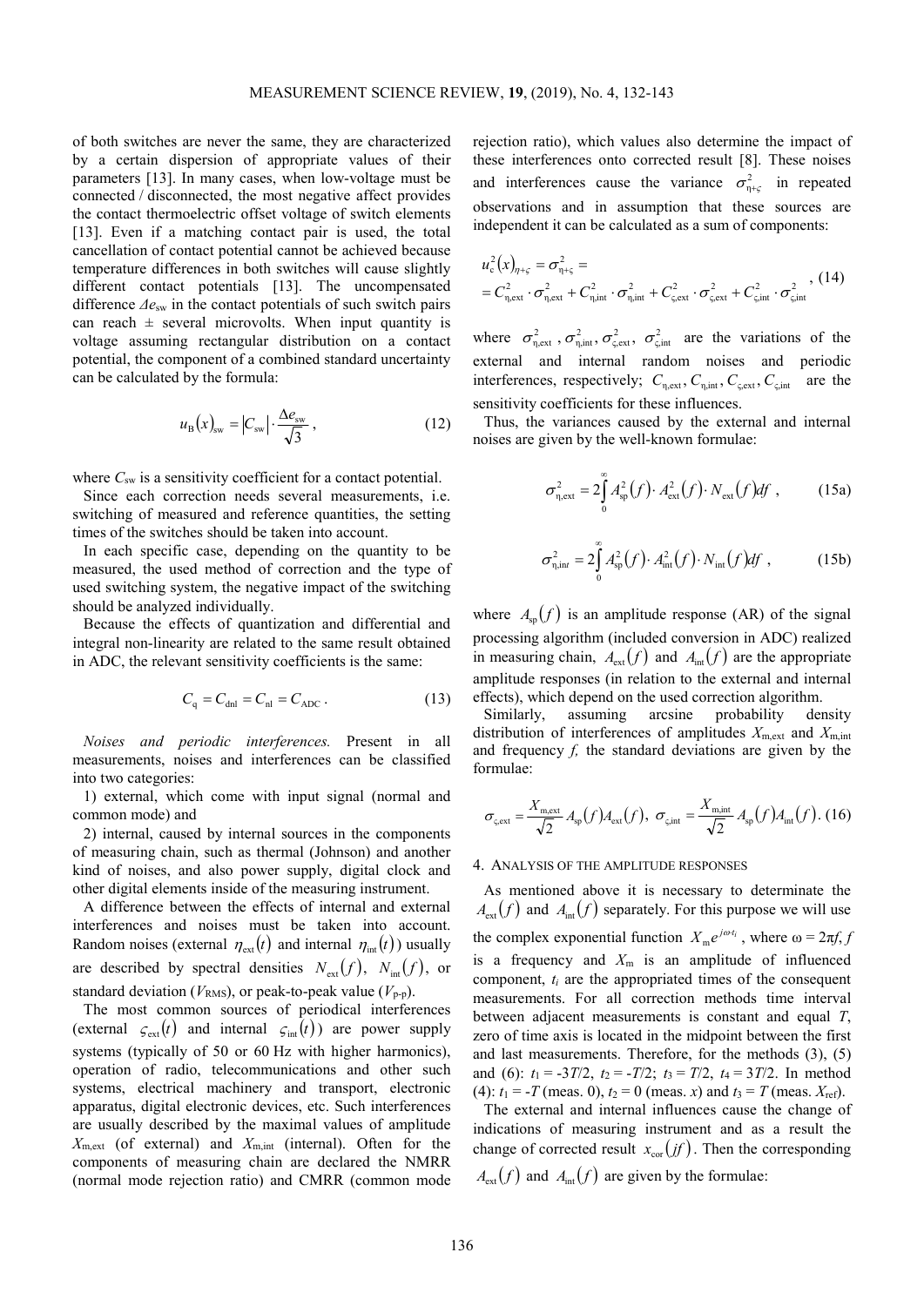of both switches are never the same, they are characterized by a certain dispersion of appropriate values of their parameters [13]. In many cases, when low-voltage must be connected / disconnected, the most negative affect provides the contact thermoelectric offset voltage of switch elements [13]. Even if a matching contact pair is used, the total cancellation of contact potential cannot be achieved because temperature differences in both switches will cause slightly different contact potentials [13]. The uncompensated difference $\Delta e_{sw}$ in the contact potentials of such switch pairs can reach ± several microvolts. When input quantity is voltage assuming rectangular distribution on a contact potential, the component of a combined standard uncertainty can be calculated by the formula:

$$u_{B}(x)_{sw} = |C_{sw}| \cdot \frac{\Delta e_{sw}}{\sqrt{3}}, \tag{12}$$

where $C_{sw}$ is a sensitivity coefficient for a contact potential.

Since each correction needs several measurements, i.e. switching of measured and reference quantities, the setting times of the switches should be taken into account.

In each specific case, depending on the quantity to be measured, the used method of correction and the type of used switching system, the negative impact of the switching should be analyzed individually.

Because the effects of quantization and differential and integral non-linearity are related to the same result obtained in ADC, the relevant sensitivity coefficients is the same:

$$C_{q} = C_{dnl} = C_{nl} = C_{ADC}. \tag{13}$$

*Noises and periodic interferences.* Present in all measurements, noises and interferences can be classified into two categories:

1) external, which come with input signal (normal and common mode) and

2) internal, caused by internal sources in the components of measuring chain, such as thermal (Johnson) and another kind of noises, and also power supply, digital clock and other digital elements inside of the measuring instrument.

A difference between the effects of internal and external interferences and noises must be taken into account. Random noises (external $\eta_{ext}(t)$ and internal $\eta_{int}(t)$) usually are described by spectral densities $N_{ext}(f)$, $N_{int}(f)$, or standard deviation ($V_{RMS}$), or peak-to-peak value ($V_{p-p}$).

The most common sources of periodical interferences (external $\varsigma_{ext}(t)$ and internal $\varsigma_{int}(t)$) are power supply systems (typically of 50 or 60 Hz with higher harmonics), operation of radio, telecommunications and other such systems, electrical machinery and transport, electronic apparatus, digital electronic devices, etc. Such interferences are usually described by the maximal values of amplitude $X_{m,ext}$ (of external) and $X_{m,int}$ (internal). Often for the components of measuring chain are declared the NMRR (normal mode rejection ratio) and CMRR (common mode rejection ratio), which values also determine the impact of these interferences onto corrected result [8]. These noises and interferences cause the variance $\sigma^{2}_{\eta+\varsigma}$ in repeated observations and in assumption that these sources are independent it can be calculated as a sum of components:

$$\begin{aligned} u_{c}^{2}(x)_{\eta+\varsigma} &= \sigma^{2}_{\eta+\varsigma} = \\ &= C^{2}_{\eta,ext} \cdot \sigma^{2}_{\eta,ext} + C^{2}_{\eta,int} \cdot \sigma^{2}_{\eta,int} + C^{2}_{\varsigma,ext} \cdot \sigma^{2}_{\varsigma,ext} + C^{2}_{\varsigma,int} \cdot \sigma^{2}_{\varsigma,int} \end{aligned}, \tag{14}$$

where $\sigma^{2}_{\eta,ext}$, $\sigma^{2}_{\eta,int}$, $\sigma^{2}_{\varsigma,ext}$, $\sigma^{2}_{\varsigma,int}$ are the variations of the external and internal random noises and periodic interferences, respectively; $C_{\eta,ext}, C_{\eta,int}, C_{\varsigma,ext}, C_{\varsigma,int}$ are the sensitivity coefficients for these influences.

Thus, the variances caused by the external and internal noises are given by the well-known formulae:

$$\sigma^{2}_{\eta,ext} = 2\int_{0}^{\infty} A^{2}_{sp}(f) \cdot A^{2}_{ext}(f) \cdot N_{ext}(f) df, \tag{15a}$$

$$\sigma^{2}_{\eta,int} = 2\int_{0}^{\infty} A^{2}_{sp}(f) \cdot A^{2}_{int}(f) \cdot N_{int}(f) df, \tag{15b}$$

where $A_{sp}(f)$ is an amplitude response (AR) of the signal processing algorithm (included conversion in ADC) realized in measuring chain, $A_{ext}(f)$ and $A_{int}(f)$ are the appropriate amplitude responses (in relation to the external and internal effects), which depend on the used correction algorithm.

Similarly, assuming arcsine probability density distribution of interferences of amplitudes $X_{m,ext}$ and $X_{m,int}$ and frequency $f$, the standard deviations are given by the formulae:

$$\sigma_{\varsigma,ext} = \frac{X_{m,ext}}{\sqrt{2}} A_{sp}(f) A_{ext}(f), \quad \sigma_{\varsigma,int} = \frac{X_{m,int}}{\sqrt{2}} A_{sp}(f) A_{int}(f). \tag{16}$$

## 4. Analysis of the amplitude responses

As mentioned above it is necessary to determinate the $A_{ext}(f)$ and $A_{int}(f)$ separately. For this purpose we will use the complex exponential function $X_{m}e^{j\omega t_{i}}$, where $\omega = 2\pi f$, $f$ is a frequency and $X_{m}$ is an amplitude of influenced component, $t_{i}$ are the appropriated times of the consequent measurements. For all correction methods time interval between adjacent measurements is constant and equal $T$, zero of time axis is located in the midpoint between the first and last measurements. Therefore, for the methods (3), (5) and (6): $t_{1} = -3T/2$, $t_{2} = -T/2$; $t_{3} = T/2$, $t_{4} = 3T/2$. In method (4): $t_{1} = -T$ (meas. 0), $t_{2} = 0$ (meas. $x$) and $t_{3} = T$ (meas. $X_{ref}$).

The external and internal influences cause the change of indications of measuring instrument and as a result the change of corrected result $x_{cor}(jf)$. Then the corresponding $A_{ext}(f)$ and $A_{int}(f)$ are given by the formulae: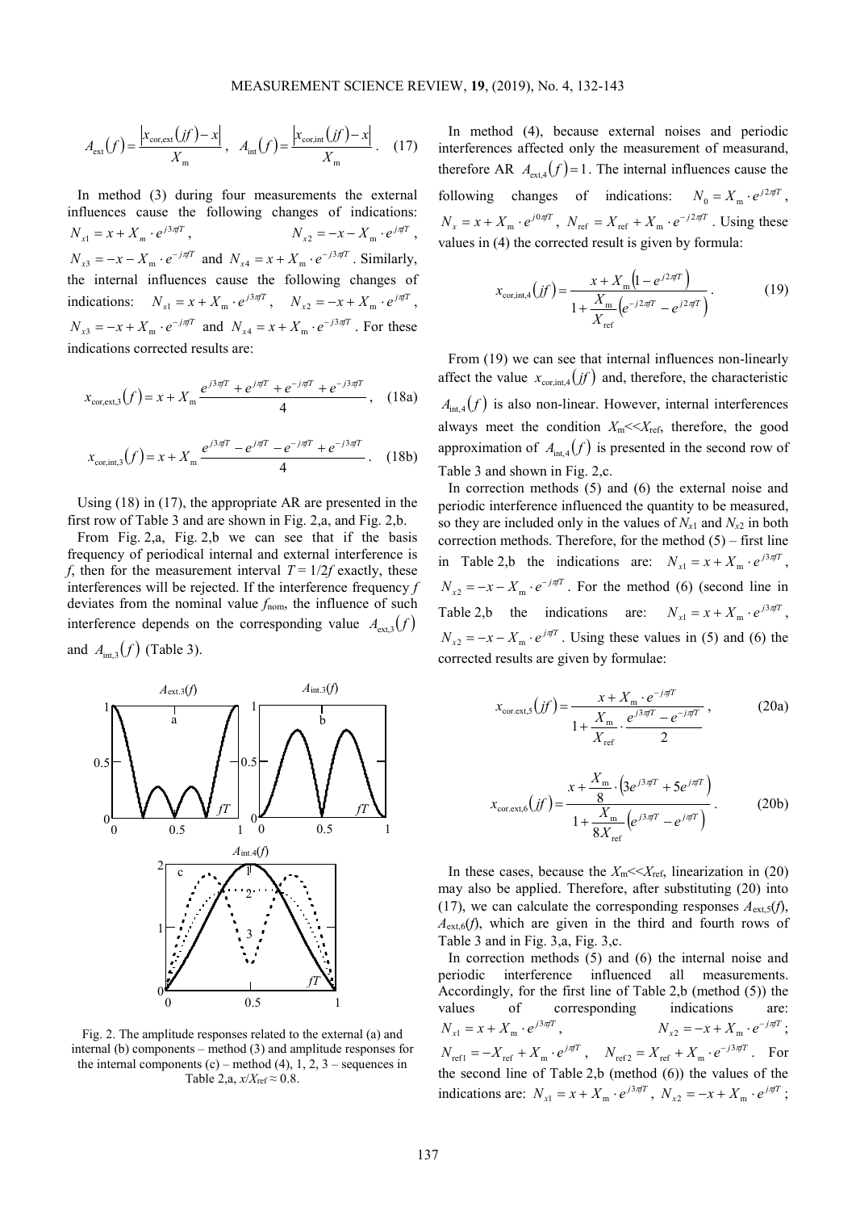$$A_{\text{ext}}(f)=\frac{\left|x_{\text{cor,ext}}(jf)-x\right|}{X_{\text{m}}},\quad A_{\text{int}}(f)=\frac{\left|x_{\text{cor,int}}(jf)-x\right|}{X_{\text{m}}}. \quad (17)$$

In method (3) during four measurements the external influences cause the following changes of indications: $N_{x1}=x+X_m\cdot e^{j3\pi fT}$, $N_{x2}=-x-X_{\text{m}}\cdot e^{j\pi fT}$, $N_{x3}=-x-X_{\text{m}}\cdot e^{-j\pi fT}$ and $N_{x4}=x+X_{\text{m}}\cdot e^{-j3\pi fT}$. Similarly, the internal influences cause the following changes of indications: $N_{x1}=x+X_{\text{m}}\cdot e^{j3\pi fT}$, $N_{x2}=-x+X_{\text{m}}\cdot e^{j\pi fT}$, $N_{x3}=-x+X_{\text{m}}\cdot e^{-j\pi fT}$ and $N_{x4}=x+X_{\text{m}}\cdot e^{-j3\pi fT}$. For these indications corrected results are:

$$x_{\text{cor,ext,3}}(f)=x+X_{\text{m}}\frac{e^{j3\pi fT}+e^{j\pi fT}+e^{-j\pi fT}+e^{-j3\pi fT}}{4}, \quad (18a)$$

$$x_{\text{cor,int,3}}(f)=x+X_{\text{m}}\frac{e^{j3\pi fT}-e^{j\pi fT}-e^{-j\pi fT}+e^{-j3\pi fT}}{4}. \quad (18b)$$

Using (18) in (17), the appropriate AR are presented in the first row of Table 3 and are shown in Fig. 2,a, and Fig. 2,b.

From Fig. 2,a, Fig. 2,b we can see that if the basis frequency of periodical internal and external interference is $f$, then for the measurement interval $T = 1/2f$ exactly, these interferences will be rejected. If the interference frequency $f$ deviates from the nominal value $f_{\text{nom}}$, the influence of such interference depends on the corresponding value $A_{\text{ext,3}}(f)$ and $A_{\text{int,3}}(f)$ (Table 3).

Fig. 2. The amplitude responses related to the external (a) and internal (b) components – method (3) and amplitude responses for the internal components (c) – method (4), 1, 2, 3 – sequences in Table 2,a, $x/X_{\text{ref}} \approx 0.8$.

In method (4), because external noises and periodic interferences affected only the measurement of measurand, therefore AR $A_{\text{ext,4}}(f)=1$. The internal influences cause the following changes of indications: $N_0=X_{\text{m}}\cdot e^{j2\pi fT}$, $N_x=x+X_{\text{m}}\cdot e^{j0\pi fT}$, $N_{\text{ref}}=X_{\text{ref}}+X_{\text{m}}\cdot e^{-j2\pi fT}$. Using these values in (4) the corrected result is given by formula:

$$x_{\text{cor,int,4}}(jf)=\frac{x+X_{\text{m}}\left(1-e^{j2\pi fT}\right)}{1+\dfrac{X_{\text{m}}}{X_{\text{ref}}}\left(e^{-j2\pi fT}-e^{j2\pi fT}\right)}. \quad (19)$$

From (19) we can see that internal influences non-linearly affect the value $x_{\text{cor,int,4}}(jf)$ and, therefore, the characteristic $A_{\text{int,4}}(f)$ is also non-linear. However, internal interferences always meet the condition $X_{\text{m}} << X_{\text{ref}}$, therefore, the good approximation of $A_{\text{int,4}}(f)$ is presented in the second row of Table 3 and shown in Fig. 2,c.

In correction methods (5) and (6) the external noise and periodic interference influenced the quantity to be measured, so they are included only in the values of $N_{x1}$ and $N_{x2}$ in both correction methods. Therefore, for the method (5) – first line in Table 2,b the indications are: $N_{x1}=x+X_{\text{m}}\cdot e^{j3\pi fT}$, $N_{x2}=-x-X_{\text{m}}\cdot e^{-j\pi fT}$. For the method (6) (second line in Table 2,b the indications are: $N_{x1}=x+X_{\text{m}}\cdot e^{j3\pi fT}$, $N_{x2}=-x-X_{\text{m}}\cdot e^{j\pi fT}$. Using these values in (5) and (6) the corrected results are given by formulae:

$$x_{\text{cor.ext,5}}(jf)=\frac{x+X_{\text{m}}\cdot e^{-j\pi fT}}{1+\dfrac{X_{\text{m}}}{X_{\text{ref}}}\cdot\dfrac{e^{j3\pi fT}-e^{-j\pi fT}}{2}}, \quad (20a)$$

$$x_{\text{cor.ext,6}}(jf)=\frac{x+\dfrac{X_{\text{m}}}{8}\cdot\left(3e^{j3\pi fT}+5e^{j\pi fT}\right)}{1+\dfrac{X_{\text{m}}}{8X_{\text{ref}}}\left(e^{j3\pi fT}-e^{j\pi fT}\right)}. \quad (20b)$$

In these cases, because the $X_{\text{m}} << X_{\text{ref}}$, linearization in (20) may also be applied. Therefore, after substituting (20) into (17), we can calculate the corresponding responses $A_{\text{ext,5}}(f)$, $A_{\text{ext,6}}(f)$, which are given in the third and fourth rows of Table 3 and in Fig. 3,a, Fig. 3,c.

In correction methods (5) and (6) the internal noise and periodic interference influenced all measurements. Accordingly, for the first line of Table 2,b (method (5)) the values of corresponding indications are: $N_{x1}=x+X_{\text{m}}\cdot e^{j3\pi fT}$, $N_{x2}=-x+X_{\text{m}}\cdot e^{-j\pi fT}$; $N_{\text{ref1}}=-X_{\text{ref}}+X_{\text{m}}\cdot e^{j\pi fT}$, $N_{\text{ref2}}=X_{\text{ref}}+X_{\text{m}}\cdot e^{-j3\pi fT}$. For the second line of Table 2,b (method (6)) the values of the indications are: $N_{x1}=x+X_{\text{m}}\cdot e^{j3\pi fT}$, $N_{x2}=-x+X_{\text{m}}\cdot e^{j\pi fT}$;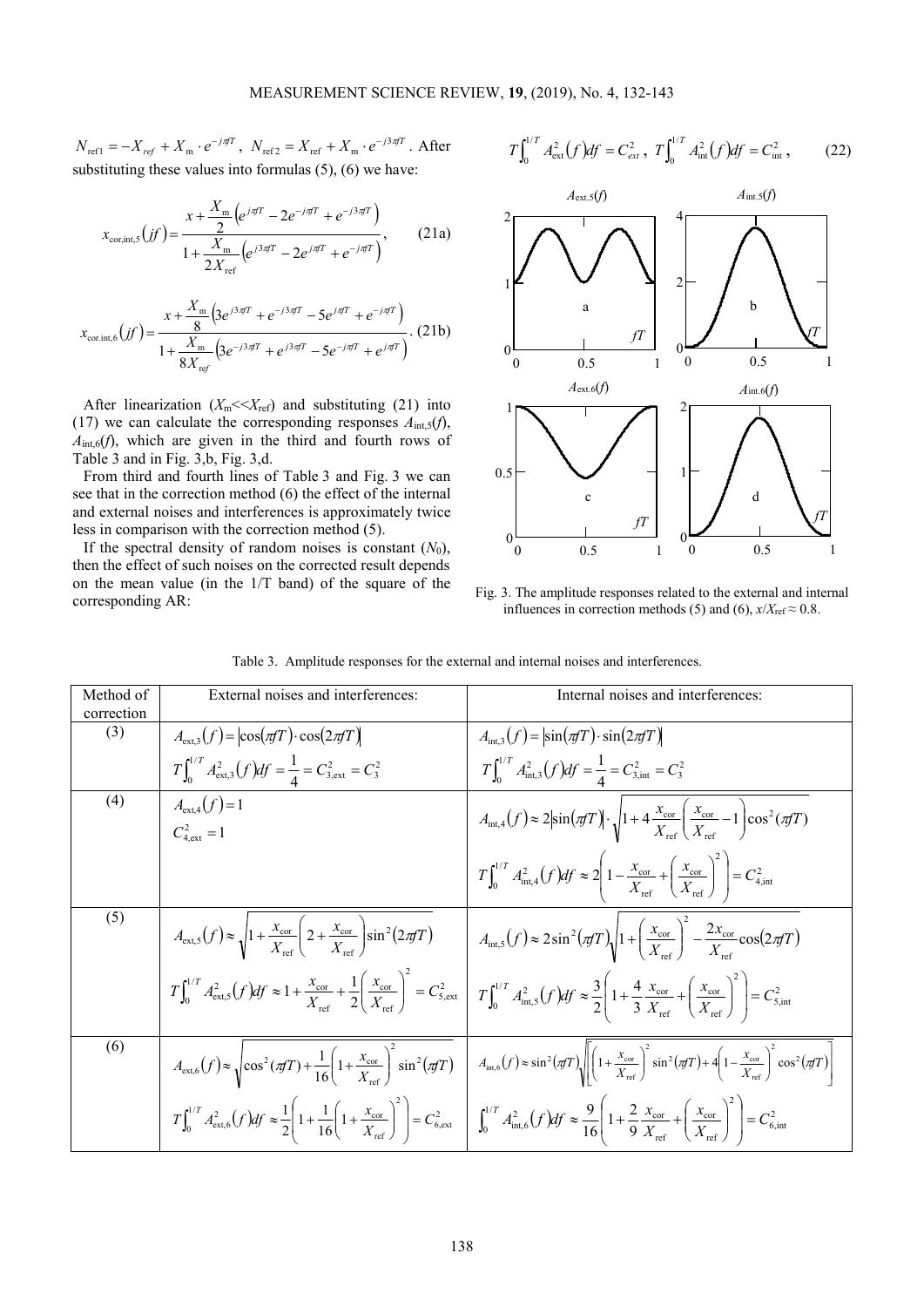$N_{\text{ref}1} = -X_{ref} + X_{\text{m}} \cdot e^{-j\pi fT}$, $N_{\text{ref}2} = X_{\text{ref}} + X_{\text{m}} \cdot e^{-j3\pi fT}$. After substituting these values into formulas (5), (6) we have:

$$x_{\text{cor,int,5}}(jf) = \frac{x + \dfrac{X_{\text{m}}}{2}\left(e^{j\pi fT} - 2e^{-j\pi fT} + e^{-j3\pi fT}\right)}{1 + \dfrac{X_{\text{m}}}{2X_{\text{ref}}}\left(e^{j3\pi fT} - 2e^{j\pi fT} + e^{-j\pi fT}\right)}, \quad \text{(21a)}$$

$$x_{\text{cor.int,6}}(jf) = \frac{x + \dfrac{X_{\text{m}}}{8}\left(3e^{j3\pi fT} + e^{-j3\pi fT} - 5e^{j\pi fT} + e^{-j\pi fT}\right)}{1 + \dfrac{X_{\text{m}}}{8X_{\text{ref}}}\left(3e^{-j3\pi fT} + e^{j3\pi fT} - 5e^{-j\pi fT} + e^{j\pi fT}\right)}. \quad \text{(21b)}$$

After linearization ($X_{\text{m}} << X_{\text{ref}}$) and substituting (21) into (17) we can calculate the corresponding responses $A_{\text{int,5}}(f)$, $A_{\text{int,6}}(f)$, which are given in the third and fourth rows of Table 3 and in Fig. 3,b, Fig. 3,d.

From third and fourth lines of Table 3 and Fig. 3 we can see that in the correction method (6) the effect of the internal and external noises and interferences is approximately twice less in comparison with the correction method (5).

If the spectral density of random noises is constant ($N_0$), then the effect of such noises on the corrected result depends on the mean value (in the 1/T band) of the square of the corresponding AR:

$$T\int_0^{1/T} A_{\text{ext}}^2(f)df = C_{ext}^2, \quad T\int_0^{1/T} A_{\text{int}}^2(f)df = C_{\text{int}}^2, \quad \text{(22)}$$

Fig. 3. The amplitude responses related to the external and internal influences in correction methods (5) and (6), $x/X_{\text{ref}} \approx 0.8$.

Table 3. Amplitude responses for the external and internal noises and interferences.

| Method of correction | External noises and interferences: | Internal noises and interferences: |
|---|---|---|
| (3) | $A_{\text{ext},3}(f) = \left\|\cos(\pi fT)\cdot\cos(2\pi fT)\right\|$ <br> $T\int_0^{1/T} A_{\text{ext},3}^2(f)df = \frac{1}{4} = C_{3,\text{ext}}^2 = C_3^2$ | $A_{\text{int},3}(f) = \left\|\sin(\pi fT)\cdot\sin(2\pi fT)\right\|$ <br> $T\int_0^{1/T} A_{\text{int},3}^2(f)df = \frac{1}{4} = C_{3,\text{int}}^2 = C_3^2$ |
| (4) | $A_{\text{ext},4}(f) = 1$ <br> $C_{4,\text{ext}}^2 = 1$ | $A_{\text{int},4}(f) \approx 2\left\|\sin(\pi fT)\right\|\cdot\sqrt{1 + 4\frac{x_{\text{cor}}}{X_{\text{ref}}}\left(\frac{x_{\text{cor}}}{X_{\text{ref}}} - 1\right)\cos^2(\pi fT)}$ <br> $T\int_0^{1/T} A_{\text{int},4}^2(f)df \approx 2\left(1 - \frac{x_{\text{cor}}}{X_{\text{ref}}} + \left(\frac{x_{\text{cor}}}{X_{\text{ref}}}\right)^2\right) = C_{4,\text{int}}^2$ |
| (5) | $A_{\text{ext},5}(f) \approx \sqrt{1 + \frac{x_{\text{cor}}}{X_{\text{ref}}}\left(2 + \frac{x_{\text{cor}}}{X_{\text{ref}}}\right)\sin^2(2\pi fT)}$ <br> $T\int_0^{1/T} A_{\text{ext},5}^2(f)df \approx 1 + \frac{x_{\text{cor}}}{X_{\text{ref}}} + \frac{1}{2}\left(\frac{x_{\text{cor}}}{X_{\text{ref}}}\right)^2 = C_{5,\text{ext}}^2$ | $A_{\text{int},5}(f) \approx 2\sin^2(\pi fT)\sqrt{1 + \left(\frac{x_{\text{cor}}}{X_{\text{ref}}}\right)^2 - \frac{2x_{\text{cor}}}{X_{\text{ref}}}\cos(2\pi fT)}$ <br> $T\int_0^{1/T} A_{\text{int},5}^2(f)df \approx \frac{3}{2}\left(1 + \frac{4}{3}\frac{x_{\text{cor}}}{X_{\text{ref}}} + \left(\frac{x_{\text{cor}}}{X_{\text{ref}}}\right)^2\right) = C_{5,\text{int}}^2$ |
| (6) | $A_{\text{ext},6}(f) \approx \sqrt{\cos^2(\pi fT) + \frac{1}{16}\left(1 + \frac{x_{\text{cor}}}{X_{\text{ref}}}\right)^2\sin^2(\pi fT)}$ <br> $T\int_0^{1/T} A_{\text{ext},6}^2(f)df \approx \frac{1}{2}\left(1 + \frac{1}{16}\left(1 + \frac{x_{\text{cor}}}{X_{\text{ref}}}\right)^2\right) = C_{6,\text{ext}}^2$ | $A_{\text{int},6}(f) \approx \sin^2(\pi fT)\sqrt{\left[\left(1 + \frac{x_{\text{cor}}}{X_{\text{ref}}}\right)^2\sin^2(\pi fT) + 4\left(1 - \frac{x_{\text{cor}}}{X_{\text{ref}}}\right)^2\cos^2(\pi fT)\right]}$ <br> $\int_0^{1/T} A_{\text{int},6}^2(f)df \approx \frac{9}{16}\left(1 + \frac{2}{9}\frac{x_{\text{cor}}}{X_{\text{ref}}} + \left(\frac{x_{\text{cor}}}{X_{\text{ref}}}\right)^2\right) = C_{6,\text{int}}^2$ |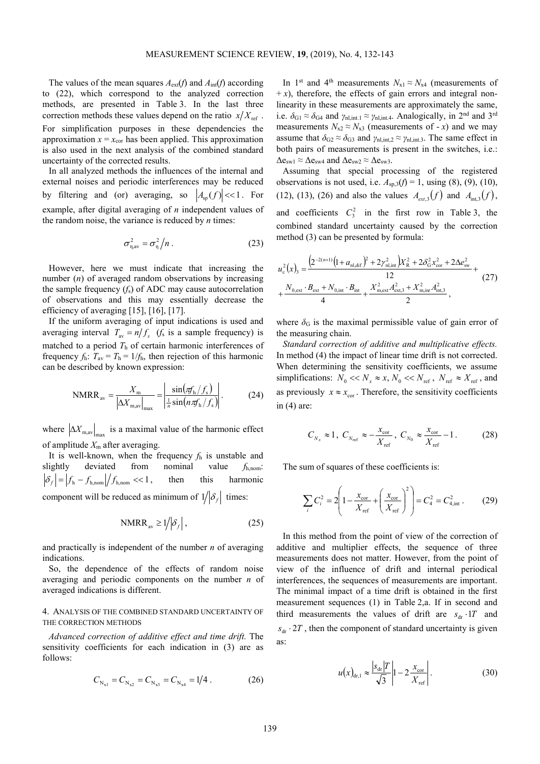The values of the mean squares $A_{\text{ext}}(f)$ and $A_{\text{int}}(f)$ according to (22), which correspond to the analyzed correction methods, are presented in Table 3. In the last three correction methods these values depend on the ratio $x/X_{\text{ref}}$. For simplification purposes in these dependencies the approximation $x = x_{\text{cor}}$ has been applied. This approximation is also used in the next analysis of the combined standard uncertainty of the corrected results.

In all analyzed methods the influences of the internal and external noises and periodic interferences may be reduced by filtering and (or) averaging, so $|A_{\text{sp}}(f)| << 1$. For example, after digital averaging of $n$ independent values of the random noise, the variance is reduced by $n$ times:

$$\sigma_{\eta,\text{av}}^2 = \sigma_{\eta}^2 / n . \tag{23}$$

However, here we must indicate that increasing the number ($n$) of averaged random observations by increasing the sample frequency ($f_s$) of ADC may cause autocorrelation of observations and this may essentially decrease the efficiency of averaging [15], [16], [17].

If the uniform averaging of input indications is used and averaging interval $T_{\text{av}} = n/f_s$ ($f_s$ is a sample frequency) is matched to a period $T_h$ of certain harmonic interferences of frequency $f_h$: $T_{\text{av}} = T_h = 1/f_h$, then rejection of this harmonic can be described by known expression:

$$\text{NMRR}_{\text{av}} = \frac{X_{\text{m}}}{|\Delta X_{\text{m,av}}|_{\max}} = \left| \frac{\sin(\pi f_h / f_s)}{\frac{1}{n}\sin(n\pi f_h / f_s)} \right| . \tag{24}$$

where $|\Delta X_{\text{m,av}}|_{\max}$ is a maximal value of the harmonic effect of amplitude $X_{\text{m}}$ after averaging.

It is well-known, when the frequency $f_h$ is unstable and slightly deviated from nominal value $f_{\text{h,nom}}$: $|\delta_f| = |f_h - f_{\text{h,nom}}| / f_{\text{h,nom}} << 1$, then this harmonic component will be reduced as minimum of $1/|\delta_f|$ times:

$$\text{NMRR}_{\text{av}} \geq 1/|\delta_f| , \tag{25}$$

and practically is independent of the number $n$ of averaging indications.

So, the dependence of the effects of random noise averaging and periodic components on the number $n$ of averaged indications is different.

## 4. Analysis of the combined standard uncertainty of the correction methods

*Advanced correction of additive effect and time drift.* The sensitivity coefficients for each indication in (3) are as follows:

$$C_{N_{x1}} = C_{N_{x2}} = C_{N_{x3}} = C_{N_{x4}} = 1/4 . \tag{26}$$

In 1st and 4th measurements $N_{x1} \approx N_{x4}$ (measurements of $+x$), therefore, the effects of gain errors and integral non-linearity in these measurements are approximately the same, i.e. $\delta_{G1} \approx \delta_{G4}$ and $\gamma_{\text{nl,int.1}} \approx \gamma_{\text{nl,int.4}}$. Analogically, in 2nd and 3rd measurements $N_{x2} \approx N_{x3}$ (measurements of $-x$) and we may assume that $\delta_{G2} \approx \delta_{G3}$ and $\gamma_{\text{nl,int,2}} \approx \gamma_{\text{nl,int.3}}$. The same effect in both pairs of measurements is present in the switches, i.e.: $\Delta e_{\text{sw1}} \approx \Delta e_{\text{sw4}}$ and $\Delta e_{\text{sw2}} \approx \Delta e_{\text{sw3}}$.

Assuming that special processing of the registered observations is not used, i.e. $A_{\text{sp,3}}(f) = 1$, using (8), (9), (10), (12), (13), (26) and also the values $A_{ext,3}(f)$ and $A_{\text{int,3}}(f)$, and coefficients $C_3^2$ in the first row in Table 3, the combined standard uncertainty caused by the correction method (3) can be presented by formula:

$$u_c^2(x)_3 = \frac{\left(2^{-2(n+1)}(1 + a_{\text{nl,dif}})^2 + 2\gamma_{\text{nl,int}}^2\right) X_R^2 + 2\delta_G^2 x_{\text{cor}}^2 + 2\Delta e_{\text{sw}}^2}{12} + \\ + \frac{N_{0,\text{ext}} \cdot B_{\text{ext}} + N_{0,\text{int}} \cdot B_{\text{int}}}{4} + \frac{X_{\text{m,ext}}^2 A_{\text{ext,3}}^2 + X_{\text{m,int}}^2 A_{\text{int,3}}^2}{2} , \tag{27}$$

where $\delta_G$ is the maximal permissible value of gain error of the measuring chain.

*Standard correction of additive and multiplicative effects.* In method (4) the impact of linear time drift is not corrected. When determining the sensitivity coefficients, we assume simplifications: $N_0 << N_x \approx x$, $N_0 << N_{\text{ref}}$, $N_{\text{ref}} \approx X_{\text{ref}}$, and as previously $x \approx x_{\text{cor}}$. Therefore, the sensitivity coefficients in (4) are:

$$C_{N_x} \approx 1, \; C_{N_{\text{ref}}} \approx -\frac{x_{\text{cor}}}{X_{\text{ref}}}, \; C_{N_0} \approx \frac{x_{\text{cor}}}{X_{\text{ref}}} - 1 . \tag{28}$$

The sum of squares of these coefficients is:

$$\sum_i C_i^2 = 2\left(1 - \frac{x_{\text{cor}}}{X_{\text{ref}}} + \left(\frac{x_{\text{cor}}}{X_{\text{ref}}}\right)^2\right) = C_4^2 = C_{4,\text{int}}^2 . \tag{29}$$

In this method from the point of view of the correction of additive and multiplier effects, the sequence of three measurements does not matter. However, from the point of view of the influence of drift and internal periodical interferences, the sequences of measurements are important. The minimal impact of a time drift is obtained in the first measurement sequences (1) in Table 2,a. If in second and third measurements the values of drift are $s_{\text{dr}} \cdot 1T$ and $s_{\text{dr}} \cdot 2T$, then the component of standard uncertainty is given as:

$$u(x)_{\text{dr},1} \approx \frac{|s_{\text{dr}}|T}{\sqrt{3}} \left| 1 - 2\frac{x_{\text{cor}}}{X_{\text{ref}}} \right| . \tag{30}$$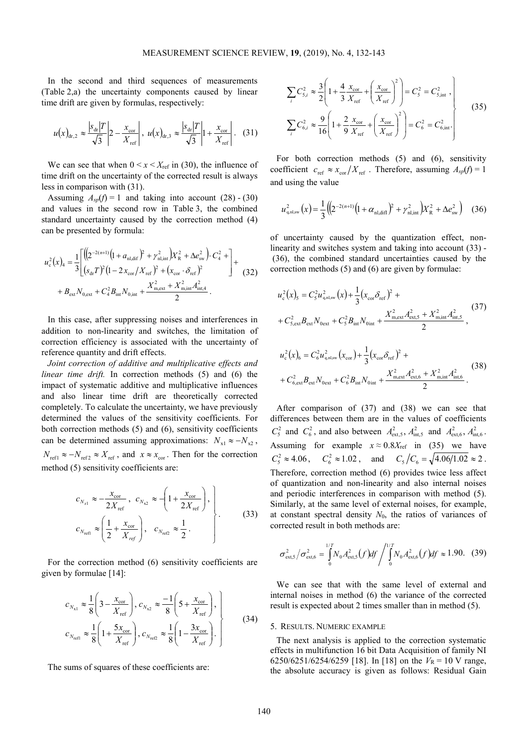In the second and third sequences of measurements (Table 2,a) the uncertainty components caused by linear time drift are given by formulas, respectively:

$$u(x)_{\mathrm{dr},2} \approx \frac{|s_{\mathrm{dr}}|T}{\sqrt{3}}\left|2-\frac{x_{\mathrm{cor}}}{X_{\mathrm{ref}}}\right|,\; u(x)_{\mathrm{dr},3} \approx \frac{|s_{\mathrm{dr}}|T}{\sqrt{3}}\left|1+\frac{x_{\mathrm{cor}}}{X_{\mathrm{ref}}}\right|. \quad (31)$$

We can see that when $0 < x < X_{\mathrm{ref}}$ in (30), the influence of time drift on the uncertainty of the corrected result is always less in comparison with (31).

Assuming $A_{sp}(f) = 1$ and taking into account (28) - (30) and values in the second row in Table 3, the combined standard uncertainty caused by the correction method (4) can be presented by formula:

$$u_c^2(x)_4 = \frac{1}{3}\left[\begin{aligned}&\left(\left(2^{-2(n+1)}\left(1+a_{\mathrm{nl,dif}}\right)^2+\gamma_{\mathrm{nl,int}}^2\right)X_{\mathrm{R}}^2+\Delta e_{\mathrm{sw}}^2\right)\cdot C_4^2+\\&\left(s_{\mathrm{dr}}T\right)^2\left(1-2\,x_{\mathrm{cor}}/X_{\mathrm{ref}}\right)^2+\left(x_{\mathrm{cor}}\cdot\delta_{\mathrm{ref}}\right)^2\end{aligned}\right]+$$
$$+B_{\mathrm{ext}}N_{0,\mathrm{ext}}+C_4^2B_{\mathrm{int}}N_{0,\mathrm{int}}+\frac{X_{\mathrm{m,ext}}^2+X_{\mathrm{m,int}}^2A_{\mathrm{int},4}^2}{2}. \quad (32)$$

In this case, after suppressing noises and interferences in addition to non-linearity and switches, the limitation of correction efficiency is associated with the uncertainty of reference quantity and drift effects.

*Joint correction of additive and multiplicative effects and linear time drift.* In correction methods (5) and (6) the impact of systematic additive and multiplicative influences and also linear time drift are theoretically corrected completely. To calculate the uncertainty, we have previously determined the values of the sensitivity coefficients. For both correction methods (5) and (6), sensitivity coefficients can be determined assuming approximations: $N_{\mathrm{x}1} \approx -N_{\mathrm{x}2}$, $N_{\mathrm{ref}1} \approx -N_{\mathrm{ref}2} \approx X_{\mathrm{ref}}$, and $x \approx x_{\mathrm{cor}}$. Then for the correction method (5) sensitivity coefficients are:

$$\left.\begin{aligned}&c_{N_{\mathrm{x}1}} \approx -\frac{x_{\mathrm{cor}}}{2X_{\mathrm{ref}}},\; c_{N_{\mathrm{x}2}} \approx -\left(1+\frac{x_{\mathrm{cor}}}{2X_{\mathrm{ref}}}\right),\\&c_{N_{\mathrm{ref}1}} \approx \left(\frac{1}{2}+\frac{x_{\mathrm{cor}}}{X_{ref}}\right),\; c_{N_{\mathrm{ref}2}} \approx \frac{1}{2}.\end{aligned}\right\}. \quad (33)$$

For the correction method (6) sensitivity coefficients are given by formulae [14]:

$$\left.\begin{aligned}&c_{N_{\mathrm{x}1}} \approx \frac{1}{8}\left(3-\frac{x_{\mathrm{cor}}}{X_{\mathrm{ref}}}\right),\; c_{N_{\mathrm{x}2}} \approx \frac{-1}{8}\left(5+\frac{x_{\mathrm{cor}}}{X_{\mathrm{ref}}}\right),\\&c_{N_{\mathrm{ref}1}} \approx \frac{1}{8}\left(1+\frac{5x_{\mathrm{cor}}}{X_{\mathrm{ref}}}\right),\; c_{N_{\mathrm{ref}2}} \approx \frac{1}{8}\left(1-\frac{3x_{\mathrm{cor}}}{X_{\mathrm{ref}}}\right).\end{aligned}\right\} \quad (34)$$

The sums of squares of these coefficients are:

$$\left.\begin{aligned}&\sum_i C_{5,i}^2 \approx \frac{3}{2}\left(1+\frac{4}{3}\frac{x_{\mathrm{cor}}}{X_{\mathrm{ref}}}+\left(\frac{x_{\mathrm{cor}}}{X_{\mathrm{ref}}}\right)^2\right)=C_5^2=C_{5,\mathrm{int}}^2,\\&\sum_i C_{6,i}^2 \approx \frac{9}{16}\left(1+\frac{2}{9}\frac{x_{\mathrm{cor}}}{X_{\mathrm{ref}}}+\left(\frac{x_{\mathrm{cor}}}{X_{\mathrm{ref}}}\right)^2\right)=C_6^2=C_{6,\mathrm{int}}^2.\end{aligned}\right\} \quad (35)$$

For both correction methods (5) and (6), sensitivity coefficient $c_{\mathrm{ref}} \approx x_{\mathrm{cor}}/X_{\mathrm{ref}}$. Therefore, assuming $A_{sp}(f) = 1$ and using the value

$$u_{\mathrm{q,nl,sw}}^2(x)=\frac{1}{3}\left(\left(2^{-2(n+1)}\left(1+\alpha_{\mathrm{nl,difl}}\right)^2+\gamma_{\mathrm{nl,int}}^2\right)X_{\mathrm{R}}^2+\Delta e_{\mathrm{sw}}^2\right) \quad (36)$$

of uncertainty caused by the quantization effect, non-linearity and switches system and taking into account (33) - (36), the combined standard uncertainties caused by the correction methods (5) and (6) are given by formulae:

$$u_c^2(x)_5 = C_5^2u_{\mathrm{q,nl,sw}}^2(x)+\frac{1}{3}\left(x_{\mathrm{cor}}\delta_{\mathrm{ref}}\right)^2+$$
$$+C_{5,\mathrm{ext}}^2B_{\mathrm{ext}}N_{0\mathrm{ext}}+C_5^2B_{\mathrm{int}}N_{0\mathrm{int}}+\frac{X_{\mathrm{m,ext}}^2A_{\mathrm{ext},5}^2+X_{\mathrm{m,int}}^2A_{\mathrm{int},5}^2}{2}, \quad (37)$$

$$u_c^2(x)_6 = C_6^2u_{\mathrm{q,nl,sw}}^2(x_{\mathrm{cor}})+\frac{1}{3}\left(x_{\mathrm{cor}}\delta_{\mathrm{ref}}\right)^2+$$
$$+C_{6,\mathrm{ext}}^2B_{\mathrm{ext}}N_{0\mathrm{ext}}+C_6^2B_{\mathrm{int}}N_{0\mathrm{int}}+\frac{X_{\mathrm{m,ext}}^2A_{\mathrm{ext},6}^2+X_{\mathrm{m,int}}^2A_{\mathrm{int},6}^2}{2}. \quad (38)$$

After comparison of (37) and (38) we can see that differences between them are in the values of coefficients $C_5^2$ and $C_6^2$, and also between $A_{\mathrm{ext},5}^2, A_{\mathrm{int},5}^2$ and $A_{\mathrm{ext},6}^2, A_{\mathrm{int},6}^2$. Assuming for example $x \approx 0.8X_{\mathrm{ref}}$ in (35) we have $C_5^2 \approx 4.06$, $C_6^2 \approx 1.02$, and $C_5/C_6 = \sqrt{4.06/1.02} \approx 2$. Therefore, correction method (6) provides twice less affect of quantization and non-linearity and also internal noises and periodic interferences in comparison with method (5). Similarly, at the same level of external noises, for example, at constant spectral density $N_0$, the ratios of variances of corrected result in both methods are:

$$\sigma_{\mathrm{ext},5}^2/\sigma_{\mathrm{ext},6}^2=\int_0^{1/T}N_0A_{\mathrm{ext},5}^2(f)df\Bigg/\int_0^{1/T}N_0A_{\mathrm{ext},6}^2(f)df \approx 1.90. \quad (39)$$

We can see that with the same level of external and internal noises in method (6) the variance of the corrected result is expected about 2 times smaller than in method (5).

## 5. Results. Numeric example

The next analysis is applied to the correction systematic effects in multifunction 16 bit Data Acquisition of family NI 6250/6251/6254/6259 [18]. In [18] on the $V_{\mathrm{R}} = 10$ V range, the absolute accuracy is given as follows: Residual Gain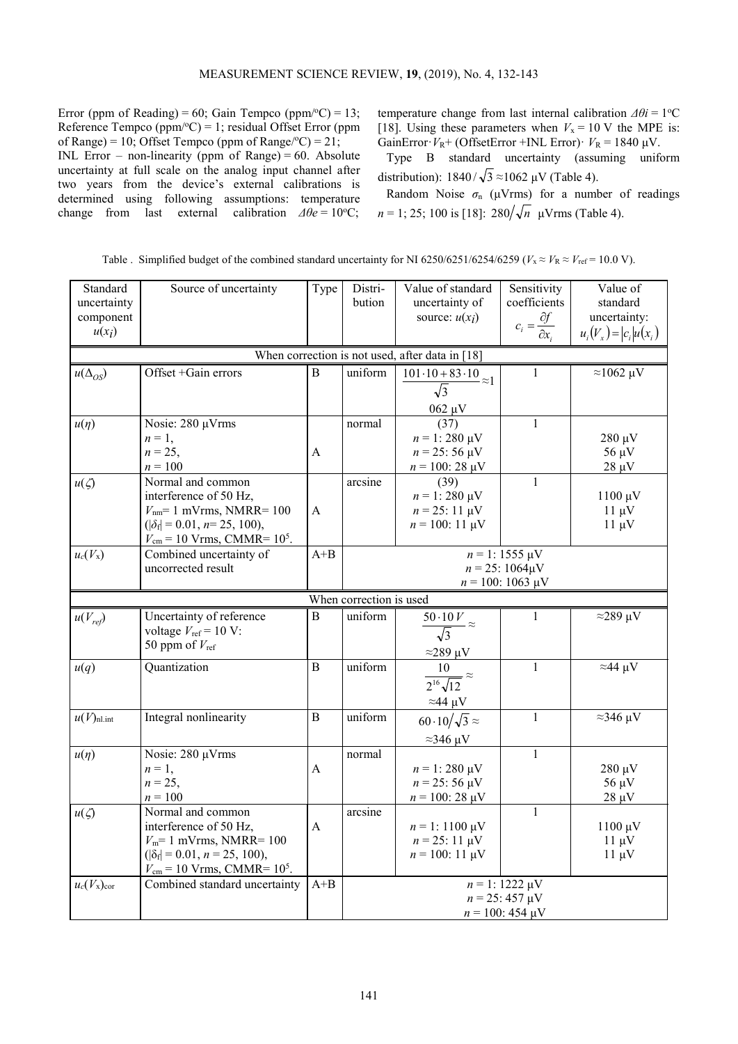Error (ppm of Reading) = 60; Gain Tempco (ppm/°C) = 13; Reference Tempco (ppm/°C) = 1; residual Offset Error (ppm of Range) = 10; Offset Tempco (ppm of Range/°C) = 21; INL Error – non-linearity (ppm of Range) = 60. Absolute uncertainty at full scale on the analog input channel after two years from the device's external calibrations is determined using following assumptions: temperature change from last external calibration $\Delta\theta e = 10$°C; temperature change from last internal calibration $\Delta\theta i = 1$°C [18]. Using these parameters when $V_x = 10$ V the MPE is: GainError$\cdot V_R$+ (OffsetError +INL Error)$\cdot$ $V_R$ = 1840 μV.

Type B standard uncertainty (assuming uniform distribution): $1840/\sqrt{3} \approx 1062$ μV (Table 4).

Random Noise $\sigma_n$ (μVrms) for a number of readings $n = 1; 25; 100$ is [18]: $280/\sqrt{n}$ μVrms (Table 4).

Table . Simplified budget of the combined standard uncertainty for NI 6250/6251/6254/6259 ($V_x \approx V_R \approx V_{ref} = 10.0$ V).

| Standard uncertainty component $u(x_i)$ | Source of uncertainty | Type | Distri-bution | Value of standard uncertainty of source: $u(x_i)$ | Sensitivity coefficients $c_i = \frac{\partial f}{\partial x_i}$ | Value of standard uncertainty: $u_i(V_x) = \lvert c_i \rvert u(x_i)$ |
|---|---|---|---|---|---|---|
| When correction is not used, after data in [18] | | | | | | |
| $u(\Delta_{OS})$ | Offset +Gain errors | B | uniform | $\frac{101\cdot 10 + 83\cdot 10}{\sqrt{3}} \approx 1062$ μV | 1 | ≈1062 μV |
| $u(\eta)$ | Nosie: 280 μVrms<br>$n = 1$,<br>$n = 25$,<br>$n = 100$ | A | normal | (37)<br>$n = 1$: 280 μV<br>$n = 25$: 56 μV<br>$n = 100$: 28 μV | 1 | 280 μV<br>56 μV<br>28 μV |
| $u(\zeta)$ | Normal and common interference of 50 Hz, $V_{nm}$= 1 mVrms, NMRR= 100 ($\lvert\delta_f\rvert = 0.01$, $n$= 25, 100), $V_{cm}$ = 10 Vrms, CMMR= $10^5$. | A | arcsine | (39)<br>$n = 1$: 280 μV<br>$n = 25$: 11 μV<br>$n = 100$: 11 μV | 1 | 1100 μV<br>11 μV<br>11 μV |
| $u_c(V_x)$ | Combined uncertainty of uncorrected result | A+B | $n = 1$: 1555 μV<br>$n = 25$: 1064μV<br>$n = 100$: 1063 μV | | | |
| When correction is used | | | | | | |
| $u(V_{ref})$ | Uncertainty of reference voltage $V_{ref}$ = 10 V: 50 ppm of $V_{ref}$ | B | uniform | $\frac{50\cdot 10\,V}{\sqrt{3}} \approx$ ≈289 μV | 1 | ≈289 μV |
| $u(q)$ | Quantization | B | uniform | $\frac{10}{2^{16}\sqrt{12}} \approx$ ≈44 μV | 1 | ≈44 μV |
| $u(V)_{nl.int}$ | Integral nonlinearity | B | uniform | $60\cdot 10/\sqrt{3} \approx$ ≈346 μV | 1 | ≈346 μV |
| $u(\eta)$ | Nosie: 280 μVrms<br>$n = 1$,<br>$n = 25$,<br>$n = 100$ | A | normal | $n = 1$: 280 μV<br>$n = 25$: 56 μV<br>$n = 100$: 28 μV | 1 | 280 μV<br>56 μV<br>28 μV |
| $u(\zeta)$ | Normal and common interference of 50 Hz, $V_m$= 1 mVrms, NMRR= 100 ($\lvert\delta_f\rvert = 0.01$, $n$ = 25, 100), $V_{cm}$ = 10 Vrms, CMMR= $10^5$. | A | arcsine | $n = 1$: 1100 μV<br>$n = 25$: 11 μV<br>$n = 100$: 11 μV | 1 | 1100 μV<br>11 μV<br>11 μV |
| $u_c(V_x)_{cor}$ | Combined standard uncertainty | A+B | $n = 1$: 1222 μV<br>$n = 25$: 457 μV<br>$n = 100$: 454 μV | | | |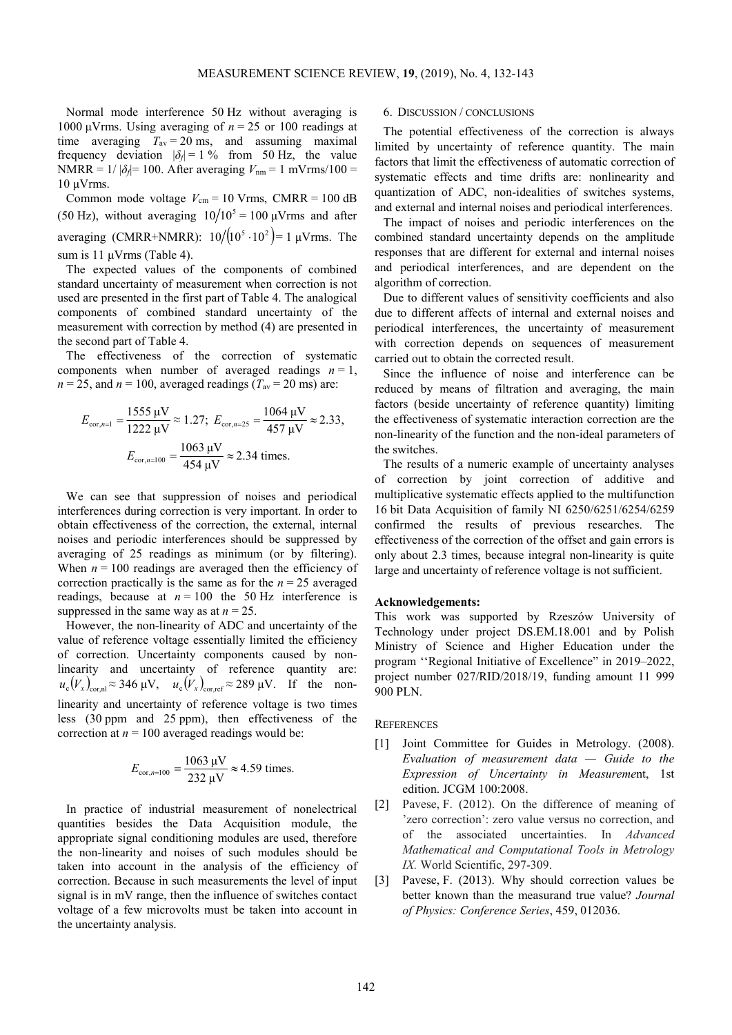Normal mode interference 50 Hz without averaging is 1000 μVrms. Using averaging of $n = 25$ or 100 readings at time averaging $T_{av} = 20$ ms, and assuming maximal frequency deviation $|\delta_f| = 1$ % from 50 Hz, the value NMRR = $1/|\delta_f| = 100$. After averaging $V_{nm} = 1$ mVrms/100 = 10 μVrms.

Common mode voltage $V_{cm} = 10$ Vrms, CMRR = 100 dB (50 Hz), without averaging $10/10^5 = 100$ μVrms and after averaging (CMRR+NMRR): $10/\left(10^5 \cdot 10^2\right) = 1$ μVrms. The sum is 11 μVrms (Table 4).

The expected values of the components of combined standard uncertainty of measurement when correction is not used are presented in the first part of Table 4. The analogical components of combined standard uncertainty of the measurement with correction by method (4) are presented in the second part of Table 4.

The effectiveness of the correction of systematic components when number of averaged readings $n = 1$, $n = 25$, and $n = 100$, averaged readings ($T_{av} = 20$ ms) are:

$$E_{\mathrm{cor},n=1} = \frac{1555\ \mu\mathrm{V}}{1222\ \mu\mathrm{V}} \approx 1.27;\ E_{\mathrm{cor},n=25} = \frac{1064\ \mu\mathrm{V}}{457\ \mu\mathrm{V}} \approx 2.33,$$

$$E_{\mathrm{cor},n=100} = \frac{1063\ \mu\mathrm{V}}{454\ \mu\mathrm{V}} \approx 2.34 \text{ times.}$$

We can see that suppression of noises and periodical interferences during correction is very important. In order to obtain effectiveness of the correction, the external, internal noises and periodic interferences should be suppressed by averaging of 25 readings as minimum (or by filtering). When $n = 100$ readings are averaged then the efficiency of correction practically is the same as for the $n = 25$ averaged readings, because at $n = 100$ the 50 Hz interference is suppressed in the same way as at $n = 25$.

However, the non-linearity of ADC and uncertainty of the value of reference voltage essentially limited the efficiency of correction. Uncertainty components caused by non-linearity and uncertainty of reference quantity are: $u_c(V_x)_{\mathrm{cor,nl}} \approx 346$ μV, $u_c(V_x)_{\mathrm{cor,ref}} \approx 289$ μV. If the non-linearity and uncertainty of reference voltage is two times less (30 ppm and 25 ppm), then effectiveness of the correction at $n = 100$ averaged readings would be:

$$E_{\mathrm{cor},n=100} = \frac{1063\ \mu\mathrm{V}}{232\ \mu\mathrm{V}} \approx 4.59 \text{ times.}$$

In practice of industrial measurement of nonelectrical quantities besides the Data Acquisition module, the appropriate signal conditioning modules are used, therefore the non-linearity and noises of such modules should be taken into account in the analysis of the efficiency of correction. Because in such measurements the level of input signal is in mV range, then the influence of switches contact voltage of a few microvolts must be taken into account in the uncertainty analysis.

## 6. Discussion / Conclusions

The potential effectiveness of the correction is always limited by uncertainty of reference quantity. The main factors that limit the effectiveness of automatic correction of systematic effects and time drifts are: nonlinearity and quantization of ADC, non-idealities of switches systems, and external and internal noises and periodical interferences.

The impact of noises and periodic interferences on the combined standard uncertainty depends on the amplitude responses that are different for external and internal noises and periodical interferences, and are dependent on the algorithm of correction.

Due to different values of sensitivity coefficients and also due to different affects of internal and external noises and periodical interferences, the uncertainty of measurement with correction depends on sequences of measurement carried out to obtain the corrected result.

Since the influence of noise and interference can be reduced by means of filtration and averaging, the main factors (beside uncertainty of reference quantity) limiting the effectiveness of systematic interaction correction are the non-linearity of the function and the non-ideal parameters of the switches.

The results of a numeric example of uncertainty analyses of correction by joint correction of additive and multiplicative systematic effects applied to the multifunction 16 bit Data Acquisition of family NI 6250/6251/6254/6259 confirmed the results of previous researches. The effectiveness of the correction of the offset and gain errors is only about 2.3 times, because integral non-linearity is quite large and uncertainty of reference voltage is not sufficient.

**Acknowledgements:**

This work was supported by Rzeszów University of Technology under project DS.EM.18.001 and by Polish Ministry of Science and Higher Education under the program ''Regional Initiative of Excellence" in 2019–2022, project number 027/RID/2018/19, funding amount 11 999 900 PLN.

## References

[1] Joint Committee for Guides in Metrology. (2008). *Evaluation of measurement data — Guide to the Expression of Uncertainty in Measurement*, 1st edition. JCGM 100:2008.

[2] Pavese, F. (2012). On the difference of meaning of 'zero correction': zero value versus no correction, and of the associated uncertainties. In *Advanced Mathematical and Computational Tools in Metrology IX*. World Scientific, 297-309.

[3] Pavese, F. (2013). Why should correction values be better known than the measurand true value? *Journal of Physics: Conference Series*, 459, 012036.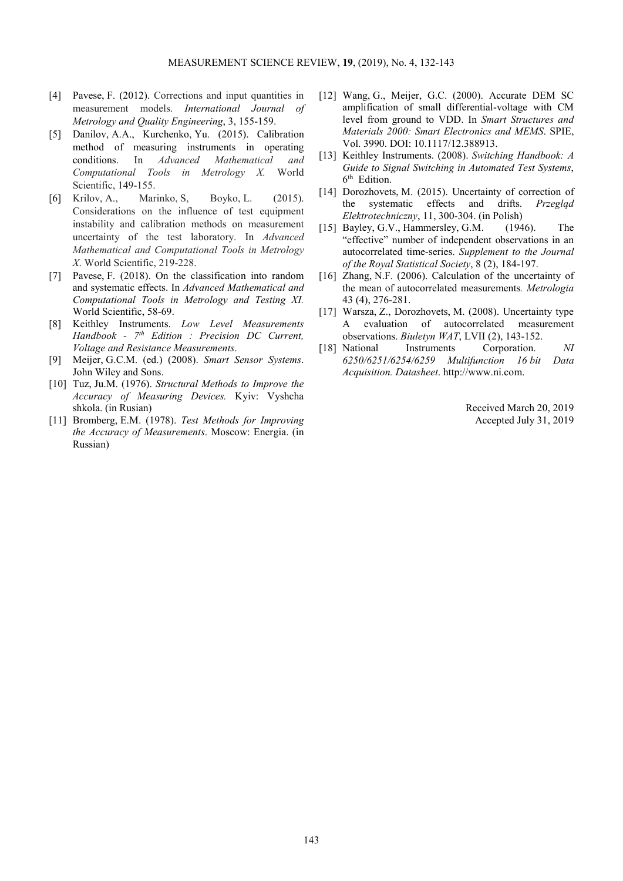[4] Pavese, F. (2012). Corrections and input quantities in measurement models. *International Journal of Metrology and Quality Engineering*, 3, 155-159.

[5] Danilov, A.A., Kurchenko, Yu. (2015). Calibration method of measuring instruments in operating conditions. In *Advanced Mathematical and Computational Tools in Metrology X.* World Scientific, 149-155.

[6] Krilov, A., Marinko, S, Boyko, L. (2015). Considerations on the influence of test equipment instability and calibration methods on measurement uncertainty of the test laboratory. In *Advanced Mathematical and Computational Tools in Metrology X.* World Scientific, 219-228.

[7] Pavese, F. (2018). On the classification into random and systematic effects. In *Advanced Mathematical and Computational Tools in Metrology and Testing XI.* World Scientific, 58-69.

[8] Keithley Instruments. *Low Level Measurements Handbook - 7th Edition : Precision DC Current, Voltage and Resistance Measurements*.

[9] Meijer, G.C.M. (ed.) (2008). *Smart Sensor Systems*. John Wiley and Sons.

[10] Tuz, Ju.M. (1976). *Structural Methods to Improve the Accuracy of Measuring Devices.* Kyiv: Vyshcha shkola. (in Rusian)

[11] Bromberg, E.M. (1978). *Test Methods for Improving the Accuracy of Measurements*. Moscow: Energia. (in Russian)

[12] Wang, G., Meijer, G.C. (2000). Accurate DEM SC amplification of small differential-voltage with CM level from ground to VDD. In *Smart Structures and Materials 2000: Smart Electronics and MEMS*. SPIE, Vol. 3990. DOI: 10.1117/12.388913.

[13] Keithley Instruments. (2008). *Switching Handbook: A Guide to Signal Switching in Automated Test Systems*, 6th Edition.

[14] Dorozhovets, M. (2015). Uncertainty of correction of the systematic effects and drifts. *Przegląd Elektrotechniczny*, 11, 300-304. (in Polish)

[15] Bayley, G.V., Hammersley, G.M. (1946). The "effective" number of independent observations in an autocorrelated time-series. *Supplement to the Journal of the Royal Statistical Society*, 8 (2), 184-197.

[16] Zhang, N.F. (2006). Calculation of the uncertainty of the mean of autocorrelated measurements*. Metrologia* 43 (4), 276-281.

[17] Warsza, Z., Dorozhovets, M. (2008). Uncertainty type A evaluation of autocorrelated measurement observations. *Biuletyn WAT*, LVII (2), 143-152.

[18] National Instruments Corporation. *NI 6250/6251/6254/6259 Multifunction 16 bit Data Acquisition. Datasheet*. http://www.ni.com.

Received March 20, 2019
Accepted July 31, 2019